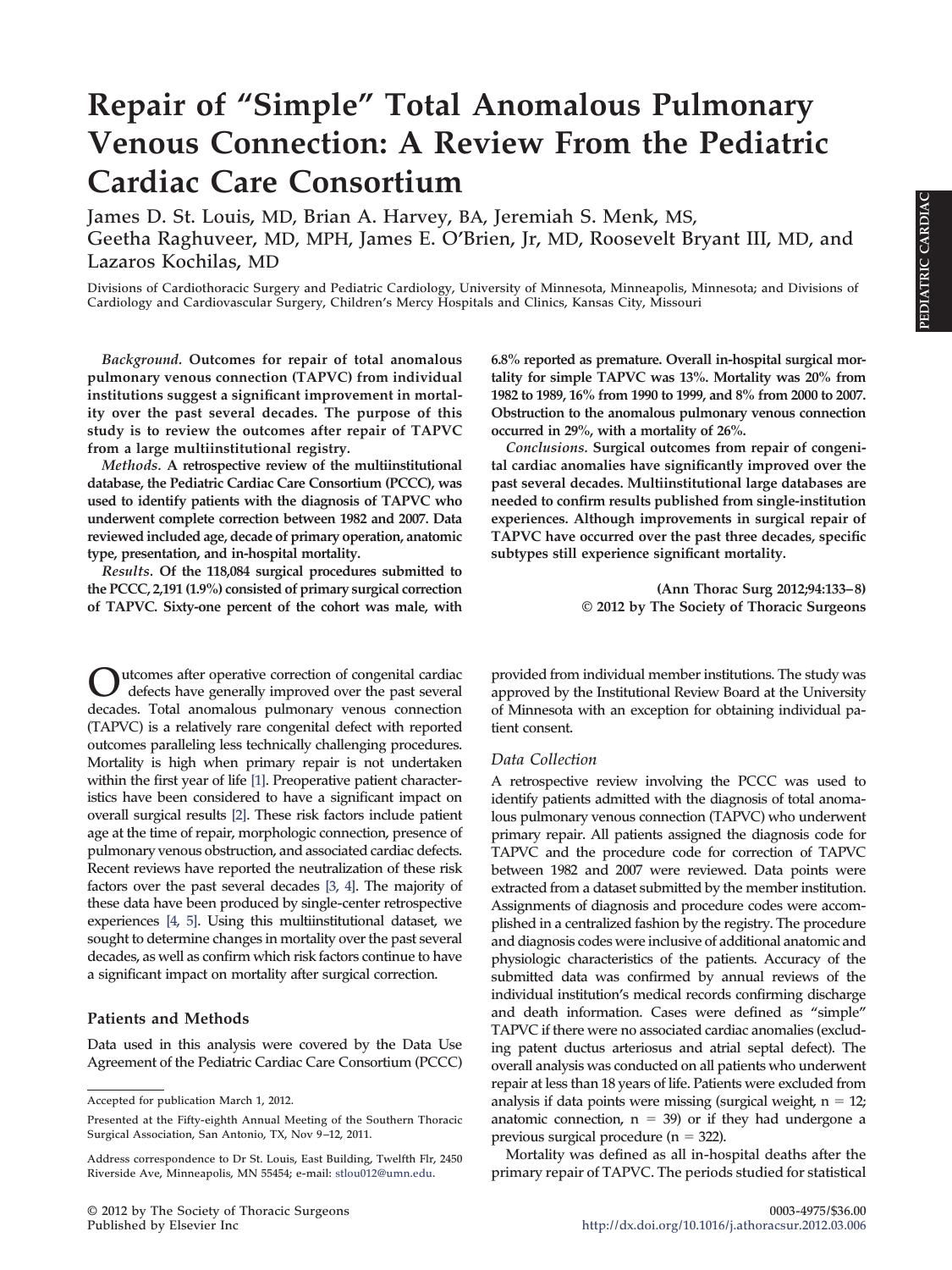# Repair of "Simple" Total Anomalous Pulmonary Venous Connection: A Review From the Pediatric Cardiac Care Consortium

James D. St. Louis, MD, Brian A. Harvey, BA, Jeremiah S. Menk, MS, Geetha Raghuveer, MD, MPH, James E. O'Brien, Jr, MD, Roosevelt Bryant III, MD, and Lazaros Kochilas, MD

Divisions of Cardiothoracic Surgery and Pediatric Cardiology, University of Minnesota, Minneapolis, Minnesota; and Divisions of Cardiology and Cardiovascular Surgery, Children's Mercy Hospitals and Clinics, Kansas City, Missouri

*Background.* **Outcomes for repair of total anomalous pulmonary venous connection (TAPVC) from individual institutions suggest a significant improvement in mortality over the past several decades. The purpose of this study is to review the outcomes after repair of TAPVC from a large multiinstitutional registry.**

*Methods.* **A retrospective review of the multiinstitutional database, the Pediatric Cardiac Care Consortium (PCCC), was used to identify patients with the diagnosis of TAPVC who underwent complete correction between 1982 and 2007. Data reviewed included age, decade of primary operation, anatomic type, presentation, and in-hospital mortality.**

*Results.* **Of the 118,084 surgical procedures submitted to the PCCC, 2,191 (1.9%) consisted of primary surgical correction of TAPVC. Sixty-one percent of the cohort was male, with 6.8% reported as premature. Overall in-hospital surgical mortality for simple TAPVC was 13%. Mortality was 20% from 1982 to 1989, 16% from 1990 to 1999, and 8% from 2000 to 2007. Obstruction to the anomalous pulmonary venous connection occurred in 29%, with a mortality of 26%.**

*Conclusions.* **Surgical outcomes from repair of congenital cardiac anomalies have significantly improved over the past several decades. Multiinstitutional large databases are needed to confirm results published from single-institution experiences. Although improvements in surgical repair of TAPVC have occurred over the past three decades, specific subtypes still experience significant mortality.**

**(Ann Thorac Surg 2012;94:133–8)**
**© 2012 by The Society of Thoracic Surgeons**

Outcomes after operative correction of congenital cardiac defects have generally improved over the past several decades. Total anomalous pulmonary venous connection (TAPVC) is a relatively rare congenital defect with reported outcomes paralleling less technically challenging procedures. Mortality is high when primary repair is not undertaken within the first year of life [1]. Preoperative patient characteristics have been considered to have a significant impact on overall surgical results [2]. These risk factors include patient age at the time of repair, morphologic connection, presence of pulmonary venous obstruction, and associated cardiac defects. Recent reviews have reported the neutralization of these risk factors over the past several decades [3, 4]. The majority of these data have been produced by single-center retrospective experiences [4, 5]. Using this multiinstitutional dataset, we sought to determine changes in mortality over the past several decades, as well as confirm which risk factors continue to have a significant impact on mortality after surgical correction.

## Patients and Methods

Data used in this analysis were covered by the Data Use Agreement of the Pediatric Cardiac Care Consortium (PCCC) provided from individual member institutions. The study was approved by the Institutional Review Board at the University of Minnesota with an exception for obtaining individual patient consent.

### Data Collection

A retrospective review involving the PCCC was used to identify patients admitted with the diagnosis of total anomalous pulmonary venous connection (TAPVC) who underwent primary repair. All patients assigned the diagnosis code for TAPVC and the procedure code for correction of TAPVC between 1982 and 2007 were reviewed. Data points were extracted from a dataset submitted by the member institution. Assignments of diagnosis and procedure codes were accomplished in a centralized fashion by the registry. The procedure and diagnosis codes were inclusive of additional anatomic and physiologic characteristics of the patients. Accuracy of the submitted data was confirmed by annual reviews of the individual institution's medical records confirming discharge and death information. Cases were defined as "simple" TAPVC if there were no associated cardiac anomalies (excluding patent ductus arteriosus and atrial septal defect). The overall analysis was conducted on all patients who underwent repair at less than 18 years of life. Patients were excluded from analysis if data points were missing (surgical weight, n = 12; anatomic connection, n = 39) or if they had undergone a previous surgical procedure (n = 322).

Mortality was defined as all in-hospital deaths after the primary repair of TAPVC. The periods studied for statistical

Accepted for publication March 1, 2012.

Presented at the Fifty-eighth Annual Meeting of the Southern Thoracic Surgical Association, San Antonio, TX, Nov 9–12, 2011.

Address correspondence to Dr St. Louis, East Building, Twelfth Flr, 2450 Riverside Ave, Minneapolis, MN 55454; e-mail: stlou012@umn.edu.

© 2012 by The Society of Thoracic Surgeons
Published by Elsevier Inc

0003-4975/$36.00
http://dx.doi.org/10.1016/j.athoracsur.2012.03.006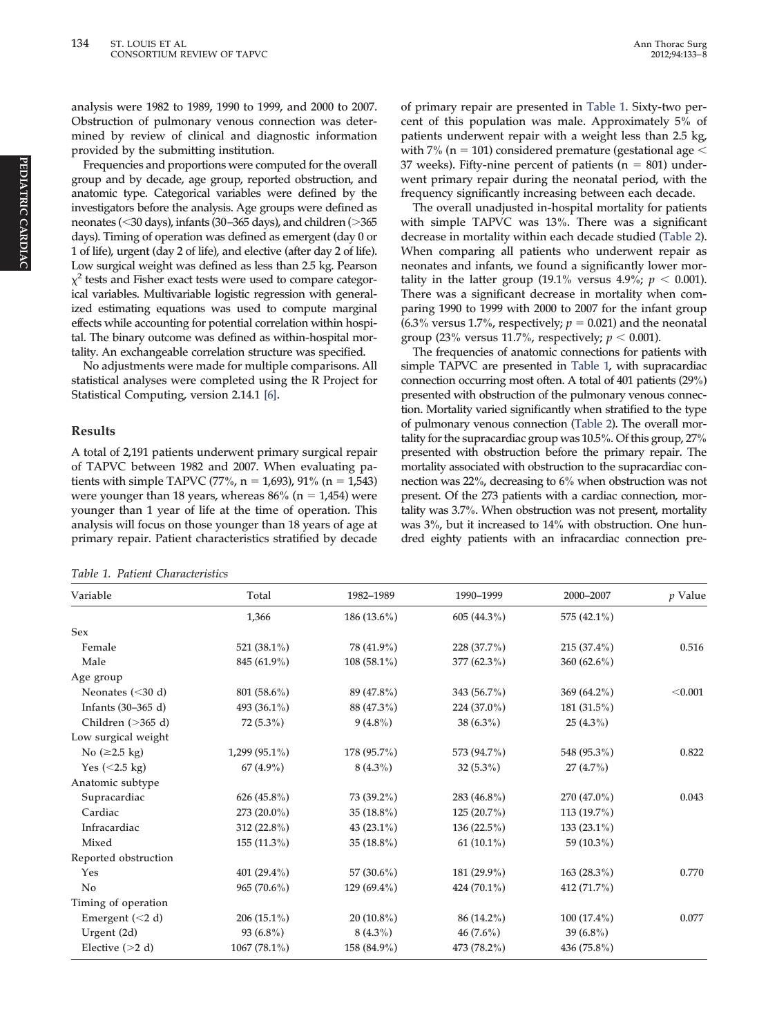analysis were 1982 to 1989, 1990 to 1999, and 2000 to 2007. Obstruction of pulmonary venous connection was determined by review of clinical and diagnostic information provided by the submitting institution.

Frequencies and proportions were computed for the overall group and by decade, age group, reported obstruction, and anatomic type. Categorical variables were defined by the investigators before the analysis. Age groups were defined as neonates (<30 days), infants (30–365 days), and children (>365 days). Timing of operation was defined as emergent (day 0 or 1 of life), urgent (day 2 of life), and elective (after day 2 of life). Low surgical weight was defined as less than 2.5 kg. Pearson $\chi^2$ tests and Fisher exact tests were used to compare categorical variables. Multivariable logistic regression with generalized estimating equations was used to compute marginal effects while accounting for potential correlation within hospital. The binary outcome was defined as within-hospital mortality. An exchangeable correlation structure was specified.

No adjustments were made for multiple comparisons. All statistical analyses were completed using the R Project for Statistical Computing, version 2.14.1 [6].

## Results

A total of 2,191 patients underwent primary surgical repair of TAPVC between 1982 and 2007. When evaluating patients with simple TAPVC (77%, n = 1,693), 91% (n = 1,543) were younger than 18 years, whereas 86% (n = 1,454) were younger than 1 year of life at the time of operation. This analysis will focus on those younger than 18 years of age at primary repair. Patient characteristics stratified by decade of primary repair are presented in Table 1. Sixty-two percent of this population was male. Approximately 5% of patients underwent repair with a weight less than 2.5 kg, with 7% (n = 101) considered premature (gestational age < 37 weeks). Fifty-nine percent of patients (n = 801) underwent primary repair during the neonatal period, with the frequency significantly increasing between each decade.

The overall unadjusted in-hospital mortality for patients with simple TAPVC was 13%. There was a significant decrease in mortality within each decade studied (Table 2). When comparing all patients who underwent repair as neonates and infants, we found a significantly lower mortality in the latter group (19.1% versus 4.9%; $p < 0.001$). There was a significant decrease in mortality when comparing 1990 to 1999 with 2000 to 2007 for the infant group (6.3% versus 1.7%, respectively; $p = 0.021$) and the neonatal group (23% versus 11.7%, respectively; $p < 0.001$).

The frequencies of anatomic connections for patients with simple TAPVC are presented in Table 1, with supracardiac connection occurring most often. A total of 401 patients (29%) presented with obstruction of the pulmonary venous connection. Mortality varied significantly when stratified to the type of pulmonary venous connection (Table 2). The overall mortality for the supracardiac group was 10.5%. Of this group, 27% presented with obstruction before the primary repair. The mortality associated with obstruction to the supracardiac connection was 22%, decreasing to 6% when obstruction was not present. Of the 273 patients with a cardiac connection, mortality was 3.7%. When obstruction was not present, mortality was 3%, but it increased to 14% with obstruction. One hundred eighty patients with an infracardiac connection pre-

*Table 1. Patient Characteristics*

| Variable | Total | 1982–1989 | 1990–1999 | 2000–2007 | $p$ Value |
|---|---|---|---|---|---|
| | 1,366 | 186 (13.6%) | 605 (44.3%) | 575 (42.1%) | |
| Sex | | | | | |
| Female | 521 (38.1%) | 78 (41.9%) | 228 (37.7%) | 215 (37.4%) | 0.516 |
| Male | 845 (61.9%) | 108 (58.1%) | 377 (62.3%) | 360 (62.6%) | |
| Age group | | | | | |
| Neonates (<30 d) | 801 (58.6%) | 89 (47.8%) | 343 (56.7%) | 369 (64.2%) | <0.001 |
| Infants (30–365 d) | 493 (36.1%) | 88 (47.3%) | 224 (37.0%) | 181 (31.5%) | |
| Children (>365 d) | 72 (5.3%) | 9 (4.8%) | 38 (6.3%) | 25 (4.3%) | |
| Low surgical weight | | | | | |
| No (≥2.5 kg) | 1,299 (95.1%) | 178 (95.7%) | 573 (94.7%) | 548 (95.3%) | 0.822 |
| Yes (<2.5 kg) | 67 (4.9%) | 8 (4.3%) | 32 (5.3%) | 27 (4.7%) | |
| Anatomic subtype | | | | | |
| Supracardiac | 626 (45.8%) | 73 (39.2%) | 283 (46.8%) | 270 (47.0%) | 0.043 |
| Cardiac | 273 (20.0%) | 35 (18.8%) | 125 (20.7%) | 113 (19.7%) | |
| Infracardiac | 312 (22.8%) | 43 (23.1%) | 136 (22.5%) | 133 (23.1%) | |
| Mixed | 155 (11.3%) | 35 (18.8%) | 61 (10.1%) | 59 (10.3%) | |
| Reported obstruction | | | | | |
| Yes | 401 (29.4%) | 57 (30.6%) | 181 (29.9%) | 163 (28.3%) | 0.770 |
| No | 965 (70.6%) | 129 (69.4%) | 424 (70.1%) | 412 (71.7%) | |
| Timing of operation | | | | | |
| Emergent (<2 d) | 206 (15.1%) | 20 (10.8%) | 86 (14.2%) | 100 (17.4%) | 0.077 |
| Urgent (2d) | 93 (6.8%) | 8 (4.3%) | 46 (7.6%) | 39 (6.8%) | |
| Elective (>2 d) | 1067 (78.1%) | 158 (84.9%) | 473 (78.2%) | 436 (75.8%) | |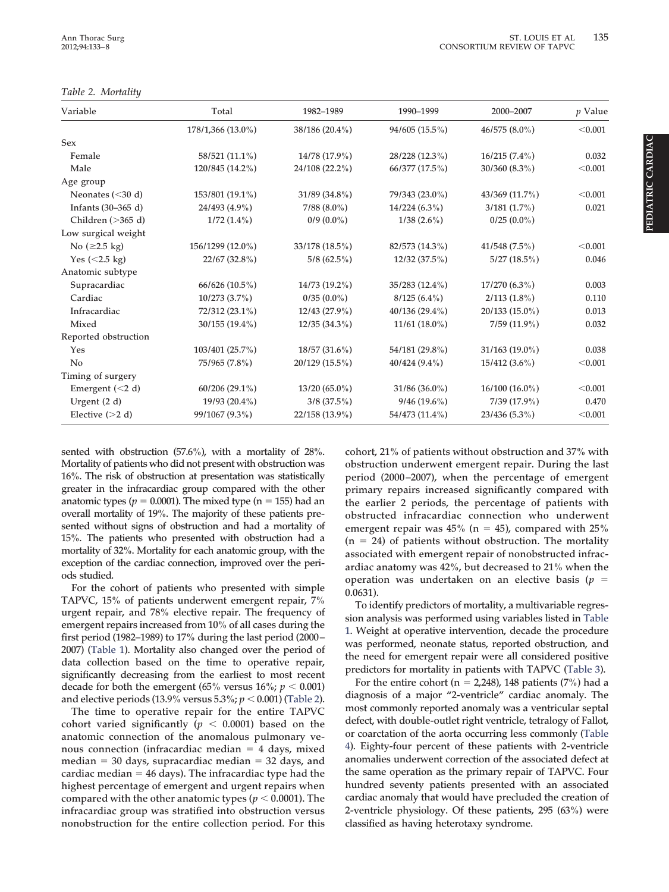*Table 2. Mortality*

| Variable | Total | 1982–1989 | 1990–1999 | 2000–2007 | $p$ Value |
|---|---|---|---|---|---|
| | 178/1,366 (13.0%) | 38/186 (20.4%) | 94/605 (15.5%) | 46/575 (8.0%) | <0.001 |
| Sex | | | | | |
| Female | 58/521 (11.1%) | 14/78 (17.9%) | 28/228 (12.3%) | 16/215 (7.4%) | 0.032 |
| Male | 120/845 (14.2%) | 24/108 (22.2%) | 66/377 (17.5%) | 30/360 (8.3%) | <0.001 |
| Age group | | | | | |
| Neonates (<30 d) | 153/801 (19.1%) | 31/89 (34.8%) | 79/343 (23.0%) | 43/369 (11.7%) | <0.001 |
| Infants (30–365 d) | 24/493 (4.9%) | 7/88 (8.0%) | 14/224 (6.3%) | 3/181 (1.7%) | 0.021 |
| Children (>365 d) | 1/72 (1.4%) | 0/9 (0.0%) | 1/38 (2.6%) | 0/25 (0.0%) | |
| Low surgical weight | | | | | |
| No (≥2.5 kg) | 156/1299 (12.0%) | 33/178 (18.5%) | 82/573 (14.3%) | 41/548 (7.5%) | <0.001 |
| Yes (<2.5 kg) | 22/67 (32.8%) | 5/8 (62.5%) | 12/32 (37.5%) | 5/27 (18.5%) | 0.046 |
| Anatomic subtype | | | | | |
| Supracardiac | 66/626 (10.5%) | 14/73 (19.2%) | 35/283 (12.4%) | 17/270 (6.3%) | 0.003 |
| Cardiac | 10/273 (3.7%) | 0/35 (0.0%) | 8/125 (6.4%) | 2/113 (1.8%) | 0.110 |
| Infracardiac | 72/312 (23.1%) | 12/43 (27.9%) | 40/136 (29.4%) | 20/133 (15.0%) | 0.013 |
| Mixed | 30/155 (19.4%) | 12/35 (34.3%) | 11/61 (18.0%) | 7/59 (11.9%) | 0.032 |
| Reported obstruction | | | | | |
| Yes | 103/401 (25.7%) | 18/57 (31.6%) | 54/181 (29.8%) | 31/163 (19.0%) | 0.038 |
| No | 75/965 (7.8%) | 20/129 (15.5%) | 40/424 (9.4%) | 15/412 (3.6%) | <0.001 |
| Timing of surgery | | | | | |
| Emergent (<2 d) | 60/206 (29.1%) | 13/20 (65.0%) | 31/86 (36.0%) | 16/100 (16.0%) | <0.001 |
| Urgent (2 d) | 19/93 (20.4%) | 3/8 (37.5%) | 9/46 (19.6%) | 7/39 (17.9%) | 0.470 |
| Elective (>2 d) | 99/1067 (9.3%) | 22/158 (13.9%) | 54/473 (11.4%) | 23/436 (5.3%) | <0.001 |

sented with obstruction (57.6%), with a mortality of 28%. Mortality of patients who did not present with obstruction was 16%. The risk of obstruction at presentation was statistically greater in the infracardiac group compared with the other anatomic types ($p = 0.0001$). The mixed type ($n = 155$) had an overall mortality of 19%. The majority of these patients presented without signs of obstruction and had a mortality of 15%. The patients who presented with obstruction had a mortality of 32%. Mortality for each anatomic group, with the exception of the cardiac connection, improved over the periods studied.

For the cohort of patients who presented with simple TAPVC, 15% of patients underwent emergent repair, 7% urgent repair, and 78% elective repair. The frequency of emergent repairs increased from 10% of all cases during the first period (1982–1989) to 17% during the last period (2000–2007) (Table 1). Mortality also changed over the period of data collection based on the time to operative repair, significantly decreasing from the earliest to most recent decade for both the emergent (65% versus 16%; $p < 0.001$) and elective periods (13.9% versus 5.3%; $p < 0.001$) (Table 2).

The time to operative repair for the entire TAPVC cohort varied significantly ($p < 0.0001$) based on the anatomic connection of the anomalous pulmonary venous connection (infracardiac median = 4 days, mixed median = 30 days, supracardiac median = 32 days, and cardiac median = 46 days). The infracardiac type had the highest percentage of emergent and urgent repairs when compared with the other anatomic types ($p < 0.0001$). The infracardiac group was stratified into obstruction versus nonobstruction for the entire collection period. For this cohort, 21% of patients without obstruction and 37% with obstruction underwent emergent repair. During the last period (2000–2007), when the percentage of emergent primary repairs increased significantly compared with the earlier 2 periods, the percentage of patients with obstructed infracardiac connection who underwent emergent repair was 45% ($n = 45$), compared with 25% ($n = 24$) of patients without obstruction. The mortality associated with emergent repair of nonobstructed infracardiac anatomy was 42%, but decreased to 21% when the operation was undertaken on an elective basis ($p = 0.0631$).

To identify predictors of mortality, a multivariable regression analysis was performed using variables listed in Table 1. Weight at operative intervention, decade the procedure was performed, neonate status, reported obstruction, and the need for emergent repair were all considered positive predictors for mortality in patients with TAPVC (Table 3).

For the entire cohort ($n = 2,248$), 148 patients (7%) had a diagnosis of a major "2-ventricle" cardiac anomaly. The most commonly reported anomaly was a ventricular septal defect, with double-outlet right ventricle, tetralogy of Fallot, or coarctation of the aorta occurring less commonly (Table 4). Eighty-four percent of these patients with 2-ventricle anomalies underwent correction of the associated defect at the same operation as the primary repair of TAPVC. Four hundred seventy patients presented with an associated cardiac anomaly that would have precluded the creation of 2-ventricle physiology. Of these patients, 295 (63%) were classified as having heterotaxy syndrome.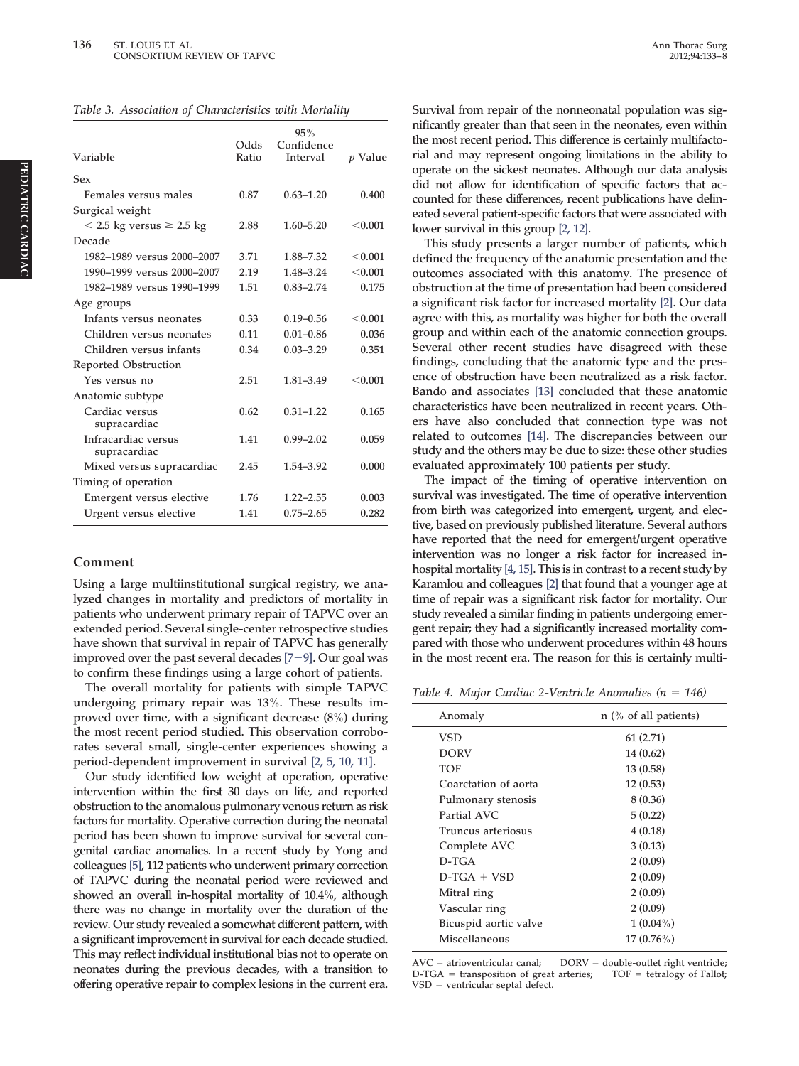Table 3. Association of Characteristics with Mortality

| Variable | Odds Ratio | 95% Confidence Interval | p Value |
|---|---|---|---|
| Sex | | | |
| Females versus males | 0.87 | 0.63–1.20 | 0.400 |
| Surgical weight | | | |
| < 2.5 kg versus ≥ 2.5 kg | 2.88 | 1.60–5.20 | <0.001 |
| Decade | | | |
| 1982–1989 versus 2000–2007 | 3.71 | 1.88–7.32 | <0.001 |
| 1990–1999 versus 2000–2007 | 2.19 | 1.48–3.24 | <0.001 |
| 1982–1989 versus 1990–1999 | 1.51 | 0.83–2.74 | 0.175 |
| Age groups | | | |
| Infants versus neonates | 0.33 | 0.19–0.56 | <0.001 |
| Children versus neonates | 0.11 | 0.01–0.86 | 0.036 |
| Children versus infants | 0.34 | 0.03–3.29 | 0.351 |
| Reported Obstruction | | | |
| Yes versus no | 2.51 | 1.81–3.49 | <0.001 |
| Anatomic subtype | | | |
| Cardiac versus supracardiac | 0.62 | 0.31–1.22 | 0.165 |
| Infracardiac versus supracardiac | 1.41 | 0.99–2.02 | 0.059 |
| Mixed versus supracardiac | 2.45 | 1.54–3.92 | 0.000 |
| Timing of operation | | | |
| Emergent versus elective | 1.76 | 1.22–2.55 | 0.003 |
| Urgent versus elective | 1.41 | 0.75–2.65 | 0.282 |

## Comment

Using a large multiinstitutional surgical registry, we analyzed changes in mortality and predictors of mortality in patients who underwent primary repair of TAPVC over an extended period. Several single-center retrospective studies have shown that survival in repair of TAPVC has generally improved over the past several decades [7–9]. Our goal was to confirm these findings using a large cohort of patients.

The overall mortality for patients with simple TAPVC undergoing primary repair was 13%. These results improved over time, with a significant decrease (8%) during the most recent period studied. This observation corroborates several small, single-center experiences showing a period-dependent improvement in survival [2, 5, 10, 11].

Our study identified low weight at operation, operative intervention within the first 30 days on life, and reported obstruction to the anomalous pulmonary venous return as risk factors for mortality. Operative correction during the neonatal period has been shown to improve survival for several congenital cardiac anomalies. In a recent study by Yong and colleagues [5], 112 patients who underwent primary correction of TAPVC during the neonatal period were reviewed and showed an overall in-hospital mortality of 10.4%, although there was no change in mortality over the duration of the review. Our study revealed a somewhat different pattern, with a significant improvement in survival for each decade studied. This may reflect individual institutional bias not to operate on neonates during the previous decades, with a transition to offering operative repair to complex lesions in the current era. Survival from repair of the nonneonatal population was significantly greater than that seen in the neonates, even within the most recent period. This difference is certainly multifactorial and may represent ongoing limitations in the ability to operate on the sickest neonates. Although our data analysis did not allow for identification of specific factors that accounted for these differences, recent publications have delineated several patient-specific factors that were associated with lower survival in this group [2, 12].

This study presents a larger number of patients, which defined the frequency of the anatomic presentation and the outcomes associated with this anatomy. The presence of obstruction at the time of presentation had been considered a significant risk factor for increased mortality [2]. Our data agree with this, as mortality was higher for both the overall group and within each of the anatomic connection groups. Several other recent studies have disagreed with these findings, concluding that the anatomic type and the presence of obstruction have been neutralized as a risk factor. Bando and associates [13] concluded that these anatomic characteristics have been neutralized in recent years. Others have also concluded that connection type was not related to outcomes [14]. The discrepancies between our study and the others may be due to size: these other studies evaluated approximately 100 patients per study.

The impact of the timing of operative intervention on survival was investigated. The time of operative intervention from birth was categorized into emergent, urgent, and elective, based on previously published literature. Several authors have reported that the need for emergent/urgent operative intervention was no longer a risk factor for increased in-hospital mortality [4, 15]. This is in contrast to a recent study by Karamlou and colleagues [2] that found that a younger age at time of repair was a significant risk factor for mortality. Our study revealed a similar finding in patients undergoing emergent repair; they had a significantly increased mortality compared with those who underwent procedures within 48 hours in the most recent era. The reason for this is certainly multi-

Table 4. Major Cardiac 2-Ventricle Anomalies (n = 146)

| Anomaly | n (% of all patients) |
|---|---|
| VSD | 61 (2.71) |
| DORV | 14 (0.62) |
| TOF | 13 (0.58) |
| Coarctation of aorta | 12 (0.53) |
| Pulmonary stenosis | 8 (0.36) |
| Partial AVC | 5 (0.22) |
| Truncus arteriosus | 4 (0.18) |
| Complete AVC | 3 (0.13) |
| D-TGA | 2 (0.09) |
| D-TGA + VSD | 2 (0.09) |
| Mitral ring | 2 (0.09) |
| Vascular ring | 2 (0.09) |
| Bicuspid aortic valve | 1 (0.04%) |
| Miscellaneous | 17 (0.76%) |

AVC = atrioventricular canal; DORV = double-outlet right ventricle; D-TGA = transposition of great arteries; TOF = tetralogy of Fallot; VSD = ventricular septal defect.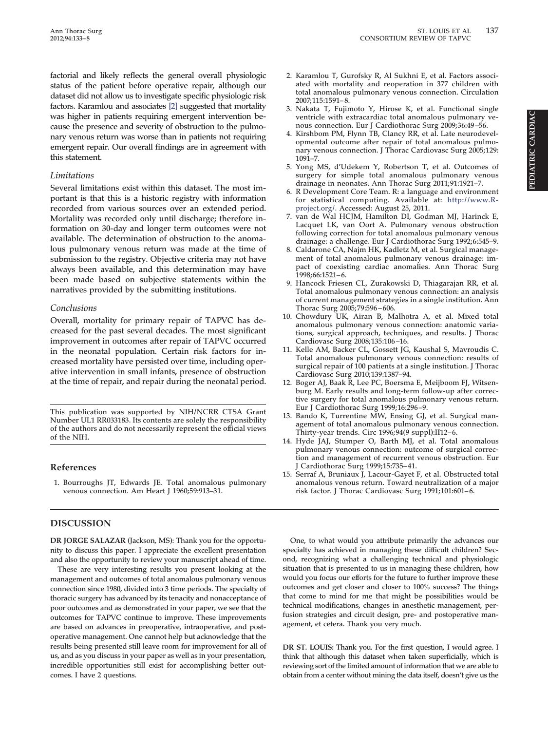factorial and likely reflects the general overall physiologic status of the patient before operative repair, although our dataset did not allow us to investigate specific physiologic risk factors. Karamlou and associates [2] suggested that mortality was higher in patients requiring emergent intervention because the presence and severity of obstruction to the pulmonary venous return was worse than in patients not requiring emergent repair. Our overall findings are in agreement with this statement.

### *Limitations*

Several limitations exist within this dataset. The most important is that this is a historic registry with information recorded from various sources over an extended period. Mortality was recorded only until discharge; therefore information on 30-day and longer term outcomes were not available. The determination of obstruction to the anomalous pulmonary venous return was made at the time of submission to the registry. Objective criteria may not have always been available, and this determination may have been made based on subjective statements within the narratives provided by the submitting institutions.

### *Conclusions*

Overall, mortality for primary repair of TAPVC has decreased for the past several decades. The most significant improvement in outcomes after repair of TAPVC occurred in the neonatal population. Certain risk factors for increased mortality have persisted over time, including operative intervention in small infants, presence of obstruction at the time of repair, and repair during the neonatal period.

This publication was supported by NIH/NCRR CTSA Grant Number UL1 RR033183. Its contents are solely the responsibility of the authors and do not necessarily represent the official views of the NIH.

## References

1. Bourroughs JT, Edwards JE. Total anomalous pulmonary venous connection. Am Heart J 1960;59:913–31.
2. Karamlou T, Gurofsky R, Al Sukhni E, et al. Factors associated with mortality and reoperation in 377 children with total anomalous pulmonary venous connection. Circulation 2007;115:1591–8.
3. Nakata T, Fujimoto Y, Hirose K, et al. Functional single ventricle with extracardiac total anomalous pulmonary venous connection. Eur J Cardiothorac Surg 2009;36:49–56.
4. Kirshbom PM, Flynn TB, Clancy RR, et al. Late neurodevelopmental outcome after repair of total anomalous pulmonary venous connection. J Thorac Cardiovasc Surg 2005;129:1091–7.
5. Yong MS, d'Udekem Y, Robertson T, et al. Outcomes of surgery for simple total anomalous pulmonary venous drainage in neonates. Ann Thorac Surg 2011;91:1921–7.
6. R Development Core Team. R: a language and environment for statistical computing. Available at: http://www.R-project.org/. Accessed: August 25, 2011.
7. van de Wal HCJM, Hamilton DI, Godman MJ, Harinck E, Lacquet LK, van Oort A. Pulmonary venous obstruction following correction for total anomalous pulmonary venous drainage: a challenge. Eur J Cardiothorac Surg 1992;6:545–9.
8. Caldarone CA, Najm HK, Kadletz M, et al. Surgical management of total anomalous pulmonary venous drainage: impact of coexisting cardiac anomalies. Ann Thorac Surg 1998;66:1521–6.
9. Hancock Friesen CL, Zurakowski D, Thiagarajan RR, et al. Total anomalous pulmonary venous connection: an analysis of current management strategies in a single institution. Ann Thorac Surg 2005;79:596–606.
10. Chowdury UK, Airan B, Malhotra A, et al. Mixed total anomalous pulmonary venous connection: anatomic variations, surgical approach, techniques, and results. J Thorac Cardiovasc Surg 2008;135:106–16.
11. Kelle AM, Backer CL, Gossett JG, Kaushal S, Mavroudis C. Total anomalous pulmonary venous connection: results of surgical repair of 100 patients at a single institution. J Thorac Cardiovasc Surg 2010;139:1387–94.
12. Boger AJ, Baak R, Lee PC, Boersma E, Meijboom FJ, Witsenburg M. Early results and long-term follow-up after corrective surgery for total anomalous pulmonary venous return. Eur J Cardiothorac Surg 1999;16:296–9.
13. Bando K, Turrentine MW, Ensing GJ, et al. Surgical management of total anomalous pulmonary venous connection. Thirty-year trends. Circ 1996;94(9 suppl):II12–6.
14. Hyde JAJ, Stumper O, Barth MJ, et al. Total anomalous pulmonary venous connection: outcome of surgical correction and management of recurrent venous obstruction. Eur J Cardiothorac Surg 1999;15:735–41.
15. Serraf A, Bruniaux J, Lacour-Gayet F, et al. Obstructed total anomalous venous return. Toward neutralization of a major risk factor. J Thorac Cardiovasc Surg 1991;101:601–6.

## DISCUSSION

**DR JORGE SALAZAR** (Jackson, MS): Thank you for the opportunity to discuss this paper. I appreciate the excellent presentation and also the opportunity to review your manuscript ahead of time.

These are very interesting results you present looking at the management and outcomes of total anomalous pulmonary venous connection since 1980, divided into 3 time periods. The specialty of thoracic surgery has advanced by its tenacity and nonacceptance of poor outcomes and as demonstrated in your paper, we see that the outcomes for TAPVC continue to improve. These improvements are based on advances in preoperative, intraoperative, and postoperative management. One cannot help but acknowledge that the results being presented still leave room for improvement for all of us, and as you discuss in your paper as well as in your presentation, incredible opportunities still exist for accomplishing better outcomes. I have 2 questions.

One, to what would you attribute primarily the advances our specialty has achieved in managing these difficult children? Second, recognizing what a challenging technical and physiologic situation that is presented to us in managing these children, how would you focus our efforts for the future to further improve these outcomes and get closer and closer to 100% success? The things that come to mind for me that might be possibilities would be technical modifications, changes in anesthetic management, perfusion strategies and circuit design, pre- and postoperative management, et cetera. Thank you very much.

**DR ST. LOUIS:** Thank you. For the first question, I would agree. I think that although this dataset when taken superficially, which is reviewing sort of the limited amount of information that we are able to obtain from a center without mining the data itself, doesn't give us the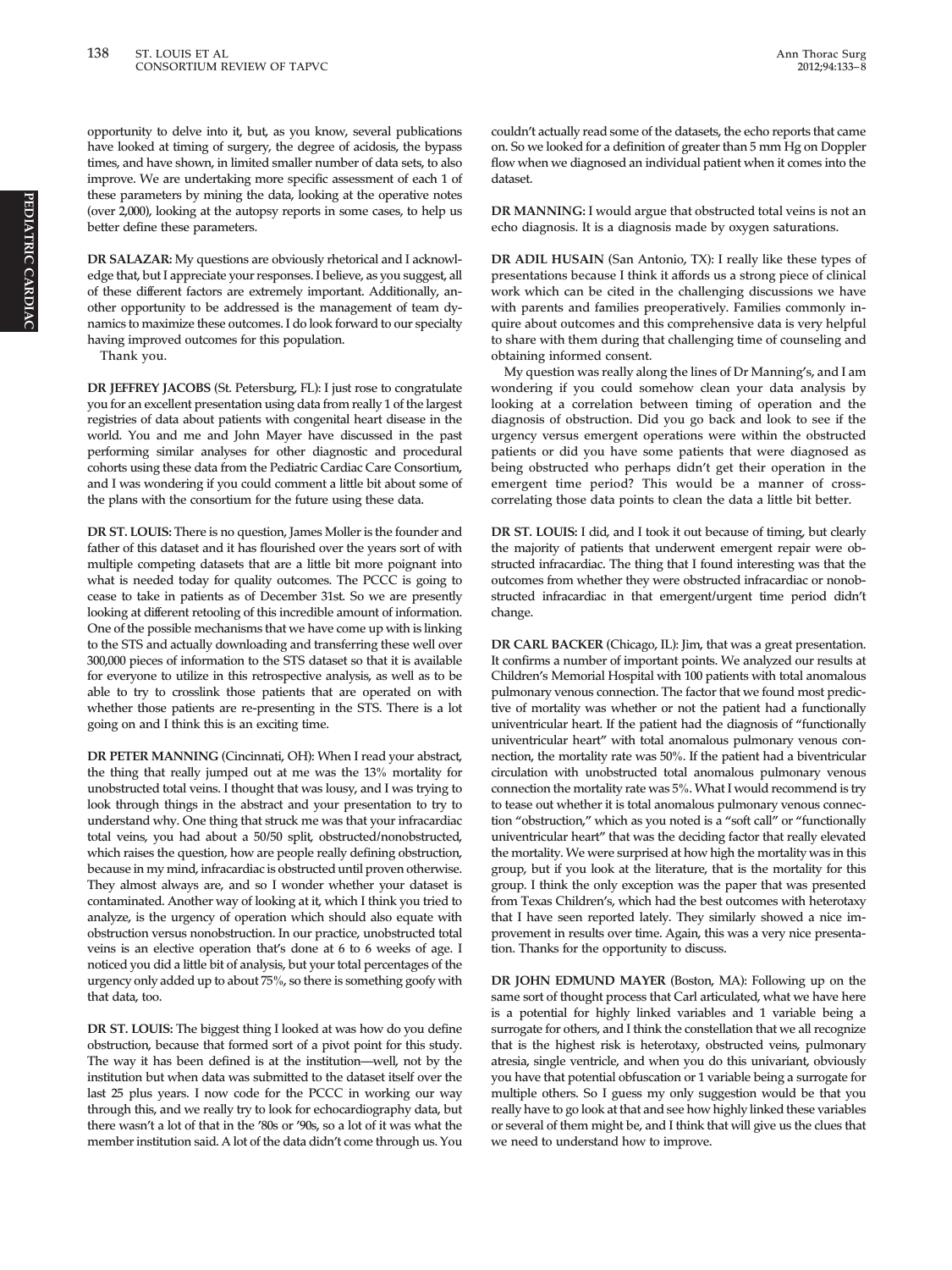opportunity to delve into it, but, as you know, several publications have looked at timing of surgery, the degree of acidosis, the bypass times, and have shown, in limited smaller number of data sets, to also improve. We are undertaking more specific assessment of each 1 of these parameters by mining the data, looking at the operative notes (over 2,000), looking at the autopsy reports in some cases, to help us better define these parameters.

**DR SALAZAR:** My questions are obviously rhetorical and I acknowledge that, but I appreciate your responses. I believe, as you suggest, all of these different factors are extremely important. Additionally, another opportunity to be addressed is the management of team dynamics to maximize these outcomes. I do look forward to our specialty having improved outcomes for this population.

Thank you.

**DR JEFFREY JACOBS** (St. Petersburg, FL): I just rose to congratulate you for an excellent presentation using data from really 1 of the largest registries of data about patients with congenital heart disease in the world. You and me and John Mayer have discussed in the past performing similar analyses for other diagnostic and procedural cohorts using these data from the Pediatric Cardiac Care Consortium, and I was wondering if you could comment a little bit about some of the plans with the consortium for the future using these data.

**DR ST. LOUIS:** There is no question, James Moller is the founder and father of this dataset and it has flourished over the years sort of with multiple competing datasets that are a little bit more poignant into what is needed today for quality outcomes. The PCCC is going to cease to take in patients as of December 31st. So we are presently looking at different retooling of this incredible amount of information. One of the possible mechanisms that we have come up with is linking to the STS and actually downloading and transferring these well over 300,000 pieces of information to the STS dataset so that it is available for everyone to utilize in this retrospective analysis, as well as to be able to try to crosslink those patients that are operated on with whether those patients are re-presenting in the STS. There is a lot going on and I think this is an exciting time.

**DR PETER MANNING** (Cincinnati, OH): When I read your abstract, the thing that really jumped out at me was the 13% mortality for unobstructed total veins. I thought that was lousy, and I was trying to look through things in the abstract and your presentation to try to understand why. One thing that struck me was that your infracardiac total veins, you had about a 50/50 split, obstructed/nonobstructed, which raises the question, how are people really defining obstruction, because in my mind, infracardiac is obstructed until proven otherwise. They almost always are, and so I wonder whether your dataset is contaminated. Another way of looking at it, which I think you tried to analyze, is the urgency of operation which should also equate with obstruction versus nonobstruction. In our practice, unobstructed total veins is an elective operation that's done at 6 to 6 weeks of age. I noticed you did a little bit of analysis, but your total percentages of the urgency only added up to about 75%, so there is something goofy with that data, too.

**DR ST. LOUIS:** The biggest thing I looked at was how do you define obstruction, because that formed sort of a pivot point for this study. The way it has been defined is at the institution—well, not by the institution but when data was submitted to the dataset itself over the last 25 plus years. I now code for the PCCC in working our way through this, and we really try to look for echocardiography data, but there wasn't a lot of that in the '80s or '90s, so a lot of it was what the member institution said. A lot of the data didn't come through us. You couldn't actually read some of the datasets, the echo reports that came on. So we looked for a definition of greater than 5 mm Hg on Doppler flow when we diagnosed an individual patient when it comes into the dataset.

**DR MANNING:** I would argue that obstructed total veins is not an echo diagnosis. It is a diagnosis made by oxygen saturations.

**DR ADIL HUSAIN** (San Antonio, TX): I really like these types of presentations because I think it affords us a strong piece of clinical work which can be cited in the challenging discussions we have with parents and families preoperatively. Families commonly inquire about outcomes and this comprehensive data is very helpful to share with them during that challenging time of counseling and obtaining informed consent.

My question was really along the lines of Dr Manning's, and I am wondering if you could somehow clean your data analysis by looking at a correlation between timing of operation and the diagnosis of obstruction. Did you go back and look to see if the urgency versus emergent operations were within the obstructed patients or did you have some patients that were diagnosed as being obstructed who perhaps didn't get their operation in the emergent time period? This would be a manner of cross-correlating those data points to clean the data a little bit better.

**DR ST. LOUIS:** I did, and I took it out because of timing, but clearly the majority of patients that underwent emergent repair were obstructed infracardiac. The thing that I found interesting was that the outcomes from whether they were obstructed infracardiac or nonobstructed infracardiac in that emergent/urgent time period didn't change.

**DR CARL BACKER** (Chicago, IL): Jim, that was a great presentation. It confirms a number of important points. We analyzed our results at Children's Memorial Hospital with 100 patients with total anomalous pulmonary venous connection. The factor that we found most predictive of mortality was whether or not the patient had a functionally univentricular heart. If the patient had the diagnosis of "functionally univentricular heart" with total anomalous pulmonary venous connection, the mortality rate was 50%. If the patient had a biventricular circulation with unobstructed total anomalous pulmonary venous connection the mortality rate was 5%. What I would recommend is try to tease out whether it is total anomalous pulmonary venous connection "obstruction," which as you noted is a "soft call" or "functionally univentricular heart" that was the deciding factor that really elevated the mortality. We were surprised at how high the mortality was in this group, but if you look at the literature, that is the mortality for this group. I think the only exception was the paper that was presented from Texas Children's, which had the best outcomes with heterotaxy that I have seen reported lately. They similarly showed a nice improvement in results over time. Again, this was a very nice presentation. Thanks for the opportunity to discuss.

**DR JOHN EDMUND MAYER** (Boston, MA): Following up on the same sort of thought process that Carl articulated, what we have here is a potential for highly linked variables and 1 variable being a surrogate for others, and I think the constellation that we all recognize that is the highest risk is heterotaxy, obstructed veins, pulmonary atresia, single ventricle, and when you do this univariant, obviously you have that potential obfuscation or 1 variable being a surrogate for multiple others. So I guess my only suggestion would be that you really have to go look at that and see how highly linked these variables or several of them might be, and I think that will give us the clues that we need to understand how to improve.